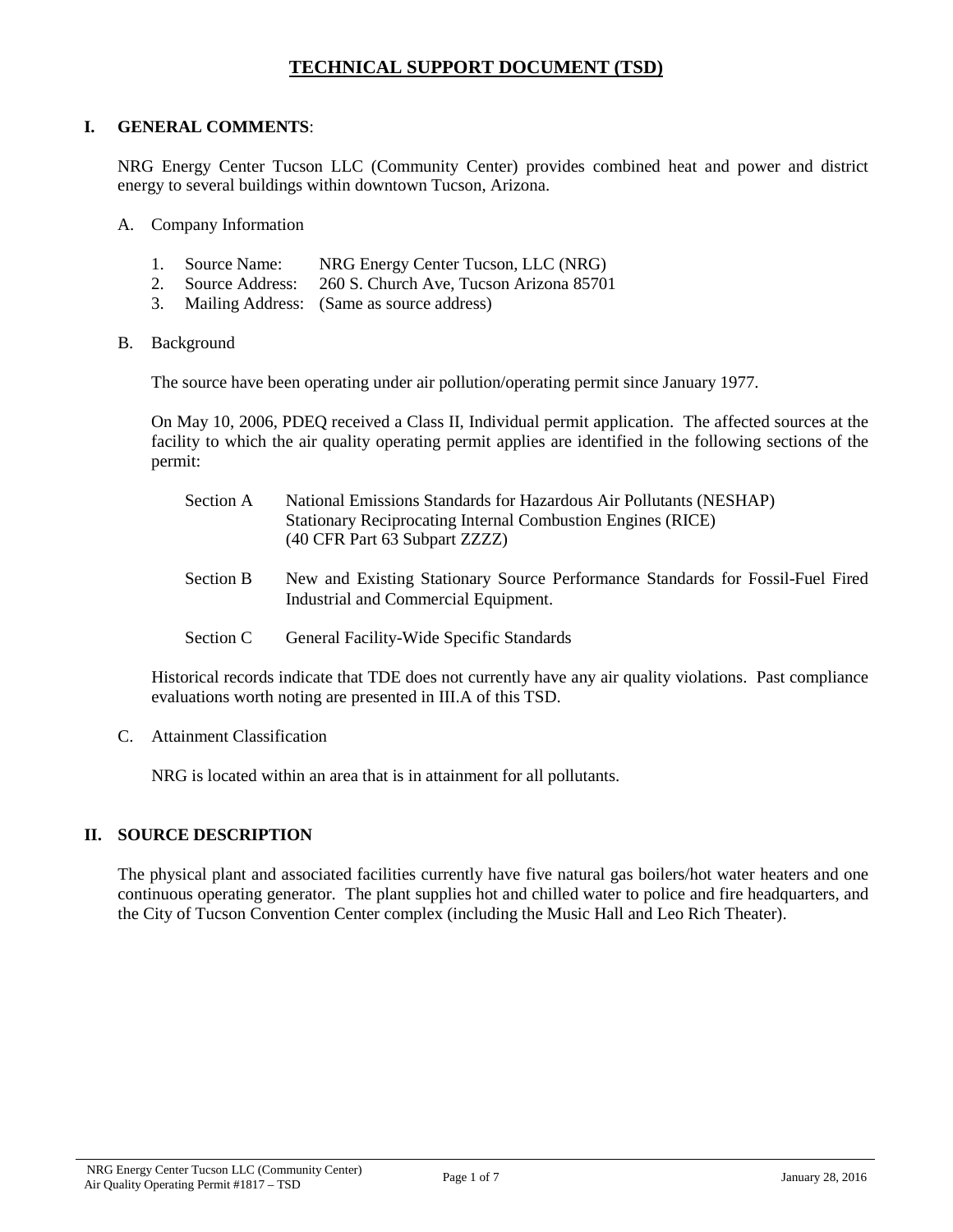# TECHNICAL SUPPORT DOCUMENT (TSD)

## I. GENERAL COMMENTS:

NRG Energy Center Tucson LLC (Community Center) provides combined heat and power and district energy to several buildings within downtown Tucson, Arizona.

### A. Company Information

1. Source Name: NRG Energy Center Tucson, LLC (NRG)
2. Source Address: 260 S. Church Ave, Tucson Arizona 85701
3. Mailing Address: (Same as source address)

### B. Background

The source have been operating under air pollution/operating permit since January 1977.

On May 10, 2006, PDEQ received a Class II, Individual permit application. The affected sources at the facility to which the air quality operating permit applies are identified in the following sections of the permit:

- Section A: National Emissions Standards for Hazardous Air Pollutants (NESHAP) Stationary Reciprocating Internal Combustion Engines (RICE) (40 CFR Part 63 Subpart ZZZZ)
- Section B: New and Existing Stationary Source Performance Standards for Fossil-Fuel Fired Industrial and Commercial Equipment.
- Section C: General Facility-Wide Specific Standards

Historical records indicate that TDE does not currently have any air quality violations. Past compliance evaluations worth noting are presented in III.A of this TSD.

### C. Attainment Classification

NRG is located within an area that is in attainment for all pollutants.

## II. SOURCE DESCRIPTION

The physical plant and associated facilities currently have five natural gas boilers/hot water heaters and one continuous operating generator. The plant supplies hot and chilled water to police and fire headquarters, and the City of Tucson Convention Center complex (including the Music Hall and Leo Rich Theater).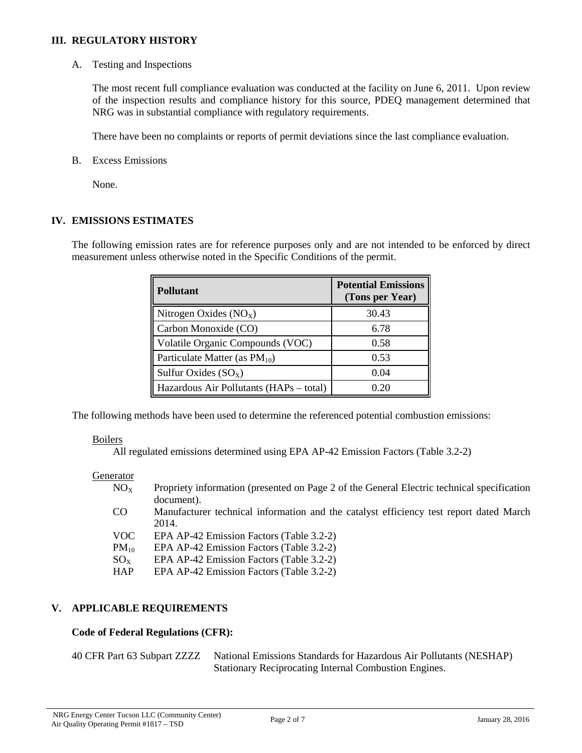## III. REGULATORY HISTORY

A. Testing and Inspections

The most recent full compliance evaluation was conducted at the facility on June 6, 2011. Upon review of the inspection results and compliance history for this source, PDEQ management determined that NRG was in substantial compliance with regulatory requirements.

There have been no complaints or reports of permit deviations since the last compliance evaluation.

B. Excess Emissions

None.

## IV. EMISSIONS ESTIMATES

The following emission rates are for reference purposes only and are not intended to be enforced by direct measurement unless otherwise noted in the Specific Conditions of the permit.

| Pollutant | Potential Emissions (Tons per Year) |
|---|---|
| Nitrogen Oxides ($NO_X$) | 30.43 |
| Carbon Monoxide (CO) | 6.78 |
| Volatile Organic Compounds (VOC) | 0.58 |
| Particulate Matter (as $PM_{10}$) | 0.53 |
| Sulfur Oxides ($SO_X$) | 0.04 |
| Hazardous Air Pollutants (HAPs – total) | 0.20 |

The following methods have been used to determine the referenced potential combustion emissions:

Boilers

All regulated emissions determined using EPA AP-42 Emission Factors (Table 3.2-2)

Generator

- $NO_X$ — Propriety information (presented on Page 2 of the General Electric technical specification document).
- CO — Manufacturer technical information and the catalyst efficiency test report dated March 2014.
- VOC — EPA AP-42 Emission Factors (Table 3.2-2)
- $PM_{10}$ — EPA AP-42 Emission Factors (Table 3.2-2)
- $SO_X$ — EPA AP-42 Emission Factors (Table 3.2-2)
- HAP — EPA AP-42 Emission Factors (Table 3.2-2)

## V. APPLICABLE REQUIREMENTS

**Code of Federal Regulations (CFR):**

40 CFR Part 63 Subpart ZZZZ — National Emissions Standards for Hazardous Air Pollutants (NESHAP) Stationary Reciprocating Internal Combustion Engines.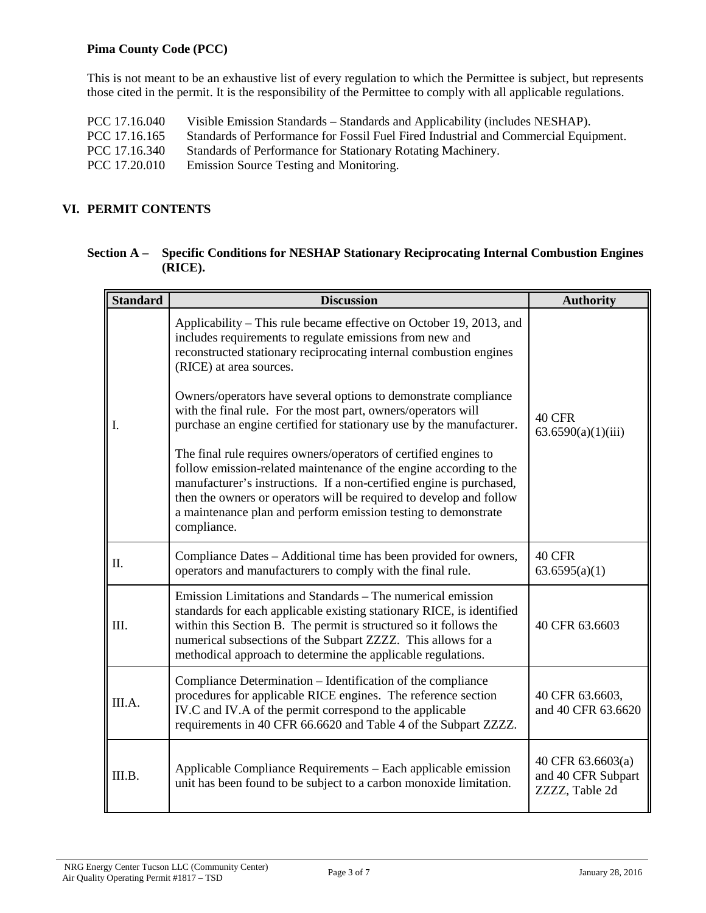**Pima County Code (PCC)**

This is not meant to be an exhaustive list of every regulation to which the Permittee is subject, but represents those cited in the permit. It is the responsibility of the Permittee to comply with all applicable regulations.

PCC 17.16.040 Visible Emission Standards – Standards and Applicability (includes NESHAP).
PCC 17.16.165 Standards of Performance for Fossil Fuel Fired Industrial and Commercial Equipment.
PCC 17.16.340 Standards of Performance for Stationary Rotating Machinery.
PCC 17.20.010 Emission Source Testing and Monitoring.

## VI. PERMIT CONTENTS

### Section A – Specific Conditions for NESHAP Stationary Reciprocating Internal Combustion Engines (RICE).

| Standard | Discussion | Authority |
|---|---|---|
| I. | Applicability – This rule became effective on October 19, 2013, and includes requirements to regulate emissions from new and reconstructed stationary reciprocating internal combustion engines (RICE) at area sources.<br><br>Owners/operators have several options to demonstrate compliance with the final rule. For the most part, owners/operators will purchase an engine certified for stationary use by the manufacturer.<br><br>The final rule requires owners/operators of certified engines to follow emission-related maintenance of the engine according to the manufacturer's instructions. If a non-certified engine is purchased, then the owners or operators will be required to develop and follow a maintenance plan and perform emission testing to demonstrate compliance. | 40 CFR 63.6590(a)(1)(iii) |
| II. | Compliance Dates – Additional time has been provided for owners, operators and manufacturers to comply with the final rule. | 40 CFR 63.6595(a)(1) |
| III. | Emission Limitations and Standards – The numerical emission standards for each applicable existing stationary RICE, is identified within this Section B. The permit is structured so it follows the numerical subsections of the Subpart ZZZZ. This allows for a methodical approach to determine the applicable regulations. | 40 CFR 63.6603 |
| III.A. | Compliance Determination – Identification of the compliance procedures for applicable RICE engines. The reference section IV.C and IV.A of the permit correspond to the applicable requirements in 40 CFR 66.6620 and Table 4 of the Subpart ZZZZ. | 40 CFR 63.6603, and 40 CFR 63.6620 |
| III.B. | Applicable Compliance Requirements – Each applicable emission unit has been found to be subject to a carbon monoxide limitation. | 40 CFR 63.6603(a) and 40 CFR Subpart ZZZZ, Table 2d |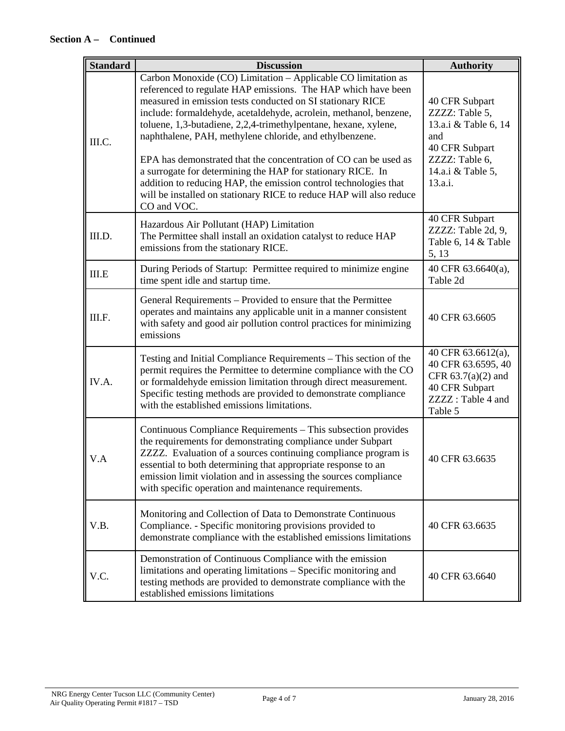**Section A – Continued**

| Standard | Discussion | Authority |
|---|---|---|
| III.C. | Carbon Monoxide (CO) Limitation – Applicable CO limitation as referenced to regulate HAP emissions. The HAP which have been measured in emission tests conducted on SI stationary RICE include: formaldehyde, acetaldehyde, acrolein, methanol, benzene, toluene, 1,3-butadiene, 2,2,4-trimethylpentane, hexane, xylene, naphthalene, PAH, methylene chloride, and ethylbenzene.<br><br>EPA has demonstrated that the concentration of CO can be used as a surrogate for determining the HAP for stationary RICE. In addition to reducing HAP, the emission control technologies that will be installed on stationary RICE to reduce HAP will also reduce CO and VOC. | 40 CFR Subpart ZZZZ: Table 5, 13.a.i & Table 6, 14 and 40 CFR Subpart ZZZZ: Table 6, 14.a.i & Table 5, 13.a.i. |
| III.D. | Hazardous Air Pollutant (HAP) Limitation<br>The Permittee shall install an oxidation catalyst to reduce HAP emissions from the stationary RICE. | 40 CFR Subpart ZZZZ: Table 2d, 9, Table 6, 14 & Table 5, 13 |
| III.E | During Periods of Startup: Permittee required to minimize engine time spent idle and startup time. | 40 CFR 63.6640(a), Table 2d |
| III.F. | General Requirements – Provided to ensure that the Permittee operates and maintains any applicable unit in a manner consistent with safety and good air pollution control practices for minimizing emissions | 40 CFR 63.6605 |
| IV.A. | Testing and Initial Compliance Requirements – This section of the permit requires the Permittee to determine compliance with the CO or formaldehyde emission limitation through direct measurement. Specific testing methods are provided to demonstrate compliance with the established emissions limitations. | 40 CFR 63.6612(a), 40 CFR 63.6595, 40 CFR 63.7(a)(2) and 40 CFR Subpart ZZZZ : Table 4 and Table 5 |
| V.A | Continuous Compliance Requirements – This subsection provides the requirements for demonstrating compliance under Subpart ZZZZ. Evaluation of a sources continuing compliance program is essential to both determining that appropriate response to an emission limit violation and in assessing the sources compliance with specific operation and maintenance requirements. | 40 CFR 63.6635 |
| V.B. | Monitoring and Collection of Data to Demonstrate Continuous Compliance. - Specific monitoring provisions provided to demonstrate compliance with the established emissions limitations | 40 CFR 63.6635 |
| V.C. | Demonstration of Continuous Compliance with the emission limitations and operating limitations – Specific monitoring and testing methods are provided to demonstrate compliance with the established emissions limitations | 40 CFR 63.6640 |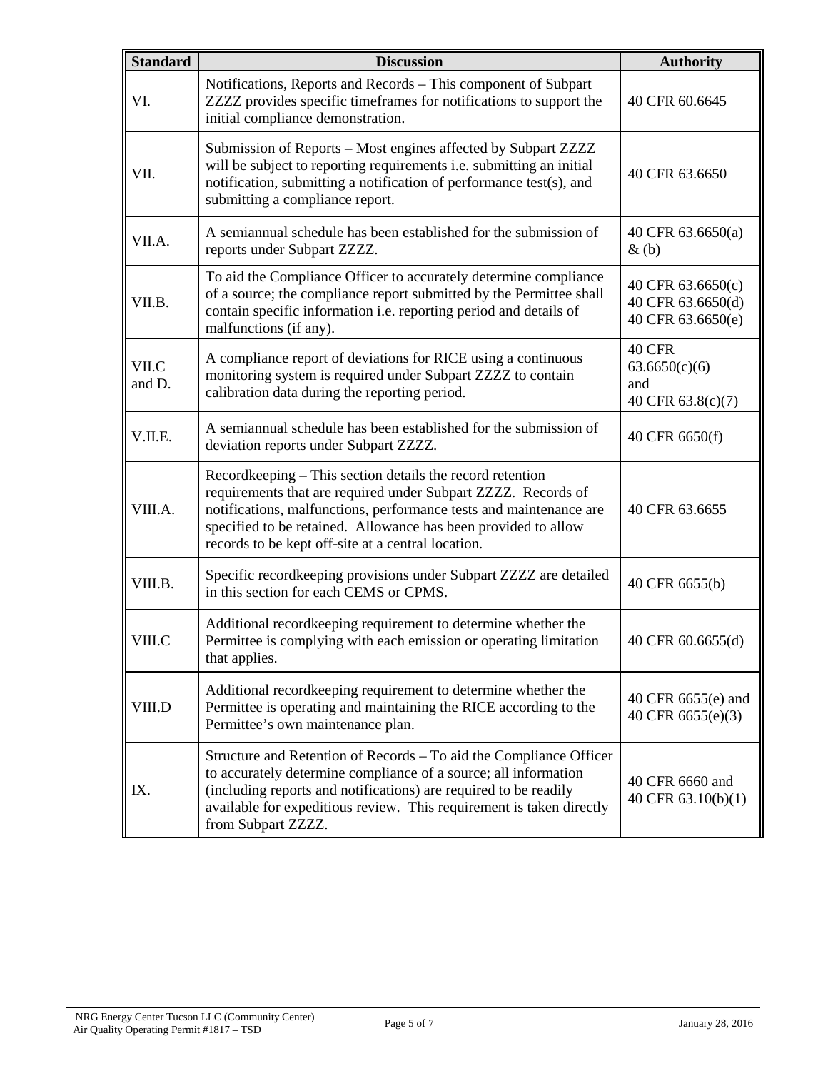| Standard | Discussion | Authority |
|---|---|---|
| VI. | Notifications, Reports and Records – This component of Subpart ZZZZ provides specific timeframes for notifications to support the initial compliance demonstration. | 40 CFR 60.6645 |
| VII. | Submission of Reports – Most engines affected by Subpart ZZZZ will be subject to reporting requirements i.e. submitting an initial notification, submitting a notification of performance test(s), and submitting a compliance report. | 40 CFR 63.6650 |
| VII.A. | A semiannual schedule has been established for the submission of reports under Subpart ZZZZ. | 40 CFR 63.6650(a) & (b) |
| VII.B. | To aid the Compliance Officer to accurately determine compliance of a source; the compliance report submitted by the Permittee shall contain specific information i.e. reporting period and details of malfunctions (if any). | 40 CFR 63.6650(c) 40 CFR 63.6650(d) 40 CFR 63.6650(e) |
| VII.C and D. | A compliance report of deviations for RICE using a continuous monitoring system is required under Subpart ZZZZ to contain calibration data during the reporting period. | 40 CFR 63.6650(c)(6) and 40 CFR 63.8(c)(7) |
| V.II.E. | A semiannual schedule has been established for the submission of deviation reports under Subpart ZZZZ. | 40 CFR 6650(f) |
| VIII.A. | Recordkeeping – This section details the record retention requirements that are required under Subpart ZZZZ. Records of notifications, malfunctions, performance tests and maintenance are specified to be retained. Allowance has been provided to allow records to be kept off-site at a central location. | 40 CFR 63.6655 |
| VIII.B. | Specific recordkeeping provisions under Subpart ZZZZ are detailed in this section for each CEMS or CPMS. | 40 CFR 6655(b) |
| VIII.C | Additional recordkeeping requirement to determine whether the Permittee is complying with each emission or operating limitation that applies. | 40 CFR 60.6655(d) |
| VIII.D | Additional recordkeeping requirement to determine whether the Permittee is operating and maintaining the RICE according to the Permittee's own maintenance plan. | 40 CFR 6655(e) and 40 CFR 6655(e)(3) |
| IX. | Structure and Retention of Records – To aid the Compliance Officer to accurately determine compliance of a source; all information (including reports and notifications) are required to be readily available for expeditious review. This requirement is taken directly from Subpart ZZZZ. | 40 CFR 6660 and 40 CFR 63.10(b)(1) |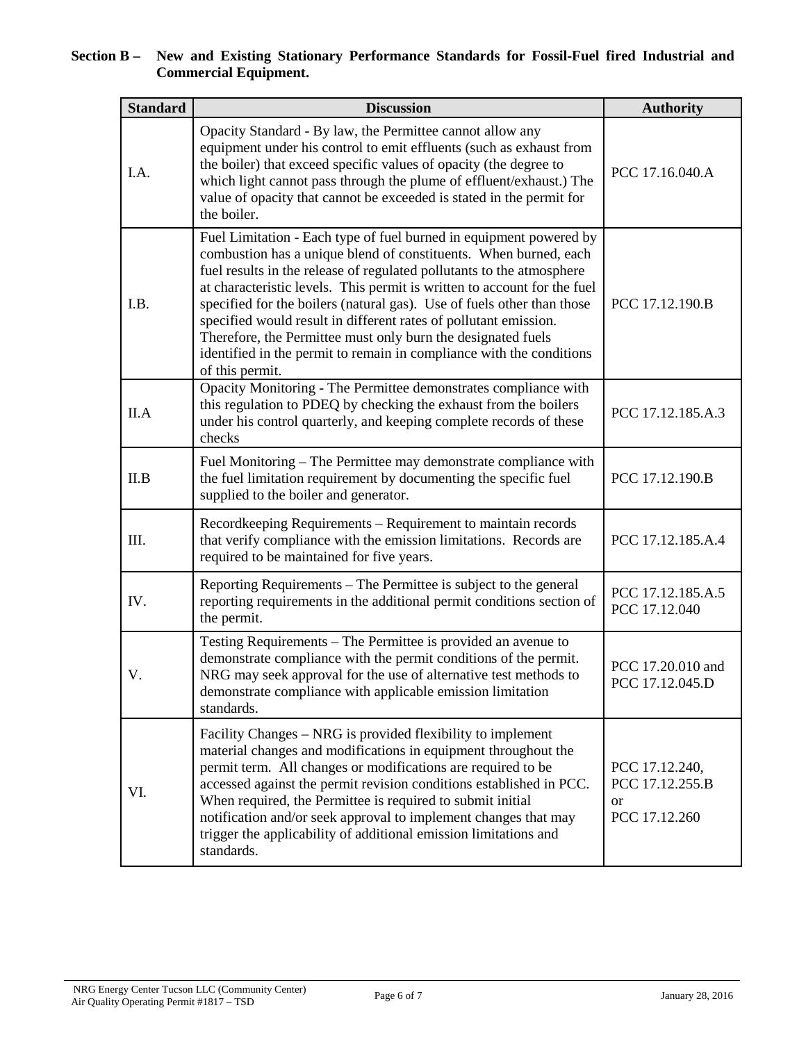**Section B – New and Existing Stationary Performance Standards for Fossil-Fuel fired Industrial and Commercial Equipment.**

| Standard | Discussion | Authority |
|---|---|---|
| I.A. | Opacity Standard - By law, the Permittee cannot allow any equipment under his control to emit effluents (such as exhaust from the boiler) that exceed specific values of opacity (the degree to which light cannot pass through the plume of effluent/exhaust.) The value of opacity that cannot be exceeded is stated in the permit for the boiler. | PCC 17.16.040.A |
| I.B. | Fuel Limitation - Each type of fuel burned in equipment powered by combustion has a unique blend of constituents. When burned, each fuel results in the release of regulated pollutants to the atmosphere at characteristic levels. This permit is written to account for the fuel specified for the boilers (natural gas). Use of fuels other than those specified would result in different rates of pollutant emission. Therefore, the Permittee must only burn the designated fuels identified in the permit to remain in compliance with the conditions of this permit. | PCC 17.12.190.B |
| II.A | Opacity Monitoring - The Permittee demonstrates compliance with this regulation to PDEQ by checking the exhaust from the boilers under his control quarterly, and keeping complete records of these checks | PCC 17.12.185.A.3 |
| II.B | Fuel Monitoring – The Permittee may demonstrate compliance with the fuel limitation requirement by documenting the specific fuel supplied to the boiler and generator. | PCC 17.12.190.B |
| III. | Recordkeeping Requirements – Requirement to maintain records that verify compliance with the emission limitations. Records are required to be maintained for five years. | PCC 17.12.185.A.4 |
| IV. | Reporting Requirements – The Permittee is subject to the general reporting requirements in the additional permit conditions section of the permit. | PCC 17.12.185.A.5<br>PCC 17.12.040 |
| V. | Testing Requirements – The Permittee is provided an avenue to demonstrate compliance with the permit conditions of the permit. NRG may seek approval for the use of alternative test methods to demonstrate compliance with applicable emission limitation standards. | PCC 17.20.010 and PCC 17.12.045.D |
| VI. | Facility Changes – NRG is provided flexibility to implement material changes and modifications in equipment throughout the permit term. All changes or modifications are required to be accessed against the permit revision conditions established in PCC. When required, the Permittee is required to submit initial notification and/or seek approval to implement changes that may trigger the applicability of additional emission limitations and standards. | PCC 17.12.240,<br>PCC 17.12.255.B<br>or<br>PCC 17.12.260 |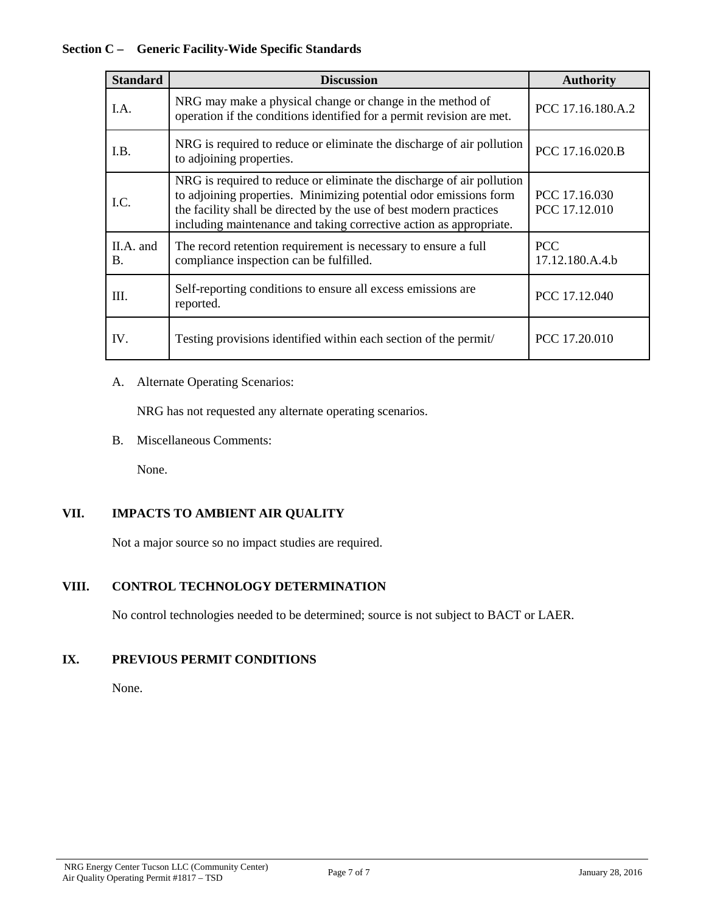**Section C – Generic Facility-Wide Specific Standards**

| Standard | Discussion | Authority |
|---|---|---|
| I.A. | NRG may make a physical change or change in the method of operation if the conditions identified for a permit revision are met. | PCC 17.16.180.A.2 |
| I.B. | NRG is required to reduce or eliminate the discharge of air pollution to adjoining properties. | PCC 17.16.020.B |
| I.C. | NRG is required to reduce or eliminate the discharge of air pollution to adjoining properties. Minimizing potential odor emissions form the facility shall be directed by the use of best modern practices including maintenance and taking corrective action as appropriate. | PCC 17.16.030 PCC 17.12.010 |
| II.A. and B. | The record retention requirement is necessary to ensure a full compliance inspection can be fulfilled. | PCC 17.12.180.A.4.b |
| III. | Self-reporting conditions to ensure all excess emissions are reported. | PCC 17.12.040 |
| IV. | Testing provisions identified within each section of the permit/ | PCC 17.20.010 |

A. Alternate Operating Scenarios:

NRG has not requested any alternate operating scenarios.

B. Miscellaneous Comments:

None.

## VII. IMPACTS TO AMBIENT AIR QUALITY

Not a major source so no impact studies are required.

## VIII. CONTROL TECHNOLOGY DETERMINATION

No control technologies needed to be determined; source is not subject to BACT or LAER.

## IX. PREVIOUS PERMIT CONDITIONS

None.